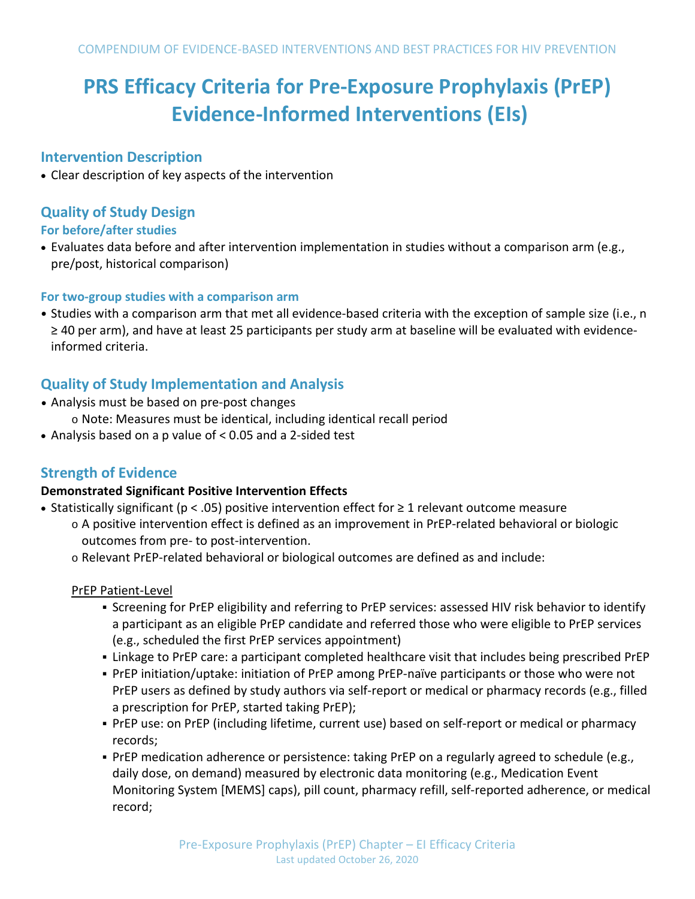# PRS Efficacy Criteria for Pre-Exposure Prophylaxis (PrEP) Evidence-Informed Interventions (EIs)

## Intervention Description

- Clear description of key aspects of the intervention

## Quality of Study Design

### For before/after studies

- Evaluates data before and after intervention implementation in studies without a comparison arm (e.g., pre/post, historical comparison)

### For two-group studies with a comparison arm

- Studies with a comparison arm that met all evidence-based criteria with the exception of sample size (i.e., n ≥ 40 per arm), and have at least 25 participants per study arm at baseline will be evaluated with evidence-informed criteria.

## Quality of Study Implementation and Analysis

- Analysis must be based on pre-post changes
  - Note: Measures must be identical, including identical recall period
- Analysis based on a p value of < 0.05 and a 2-sided test

## Strength of Evidence

**Demonstrated Significant Positive Intervention Effects**

- Statistically significant ($p < .05$) positive intervention effect for ≥ 1 relevant outcome measure
  - A positive intervention effect is defined as an improvement in PrEP-related behavioral or biologic outcomes from pre- to post-intervention.
  - Relevant PrEP-related behavioral or biological outcomes are defined as and include:

    PrEP Patient-Level

    - Screening for PrEP eligibility and referring to PrEP services: assessed HIV risk behavior to identify a participant as an eligible PrEP candidate and referred those who were eligible to PrEP services (e.g., scheduled the first PrEP services appointment)
    - Linkage to PrEP care: a participant completed healthcare visit that includes being prescribed PrEP
    - PrEP initiation/uptake: initiation of PrEP among PrEP-naïve participants or those who were not PrEP users as defined by study authors via self-report or medical or pharmacy records (e.g., filled a prescription for PrEP, started taking PrEP);
    - PrEP use: on PrEP (including lifetime, current use) based on self-report or medical or pharmacy records;
    - PrEP medication adherence or persistence: taking PrEP on a regularly agreed to schedule (e.g., daily dose, on demand) measured by electronic data monitoring (e.g., Medication Event Monitoring System [MEMS] caps), pill count, pharmacy refill, self-reported adherence, or medical record;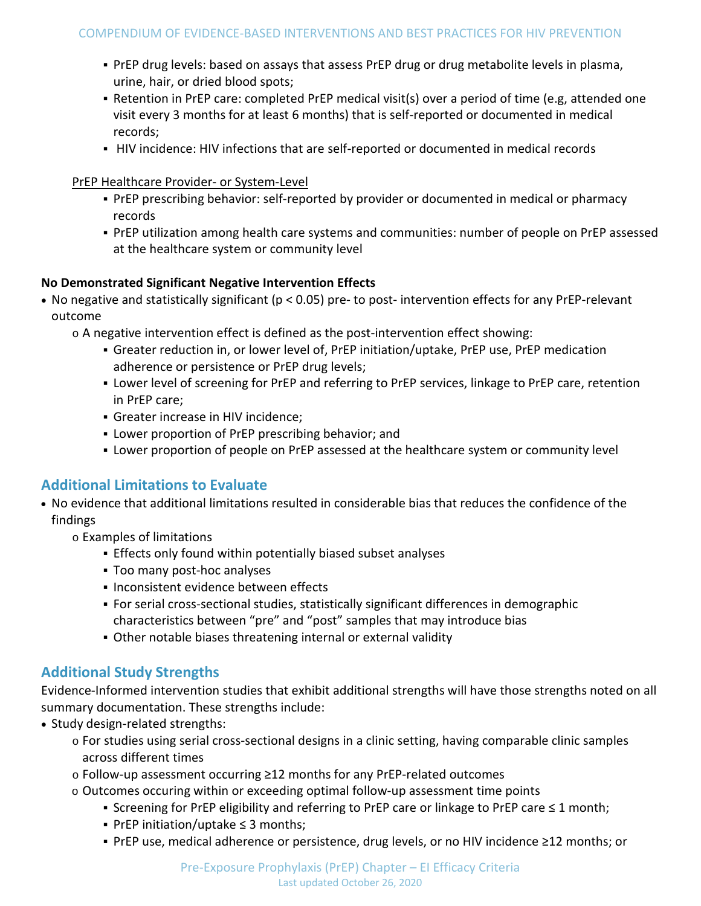- PrEP drug levels: based on assays that assess PrEP drug or drug metabolite levels in plasma, urine, hair, or dried blood spots;
- Retention in PrEP care: completed PrEP medical visit(s) over a period of time (e.g, attended one visit every 3 months for at least 6 months) that is self-reported or documented in medical records;
- HIV incidence: HIV infections that are self-reported or documented in medical records

<u>PrEP Healthcare Provider- or System-Level</u>

- PrEP prescribing behavior: self-reported by provider or documented in medical or pharmacy records
- PrEP utilization among health care systems and communities: number of people on PrEP assessed at the healthcare system or community level

**No Demonstrated Significant Negative Intervention Effects**

- No negative and statistically significant ($p < 0.05$) pre- to post- intervention effects for any PrEP-relevant outcome
    - A negative intervention effect is defined as the post-intervention effect showing:
        - Greater reduction in, or lower level of, PrEP initiation/uptake, PrEP use, PrEP medication adherence or persistence or PrEP drug levels;
        - Lower level of screening for PrEP and referring to PrEP services, linkage to PrEP care, retention in PrEP care;
        - Greater increase in HIV incidence;
        - Lower proportion of PrEP prescribing behavior; and
        - Lower proportion of people on PrEP assessed at the healthcare system or community level

## Additional Limitations to Evaluate

- No evidence that additional limitations resulted in considerable bias that reduces the confidence of the findings
    - Examples of limitations
        - Effects only found within potentially biased subset analyses
        - Too many post-hoc analyses
        - Inconsistent evidence between effects
        - For serial cross-sectional studies, statistically significant differences in demographic characteristics between "pre" and "post" samples that may introduce bias
        - Other notable biases threatening internal or external validity

## Additional Study Strengths

Evidence-Informed intervention studies that exhibit additional strengths will have those strengths noted on all summary documentation. These strengths include:

- Study design-related strengths:
    - For studies using serial cross-sectional designs in a clinic setting, having comparable clinic samples across different times
    - Follow-up assessment occurring ≥12 months for any PrEP-related outcomes
    - Outcomes occuring within or exceeding optimal follow-up assessment time points
        - Screening for PrEP eligibility and referring to PrEP care or linkage to PrEP care ≤ 1 month;
        - PrEP initiation/uptake ≤ 3 months;
        - PrEP use, medical adherence or persistence, drug levels, or no HIV incidence ≥12 months; or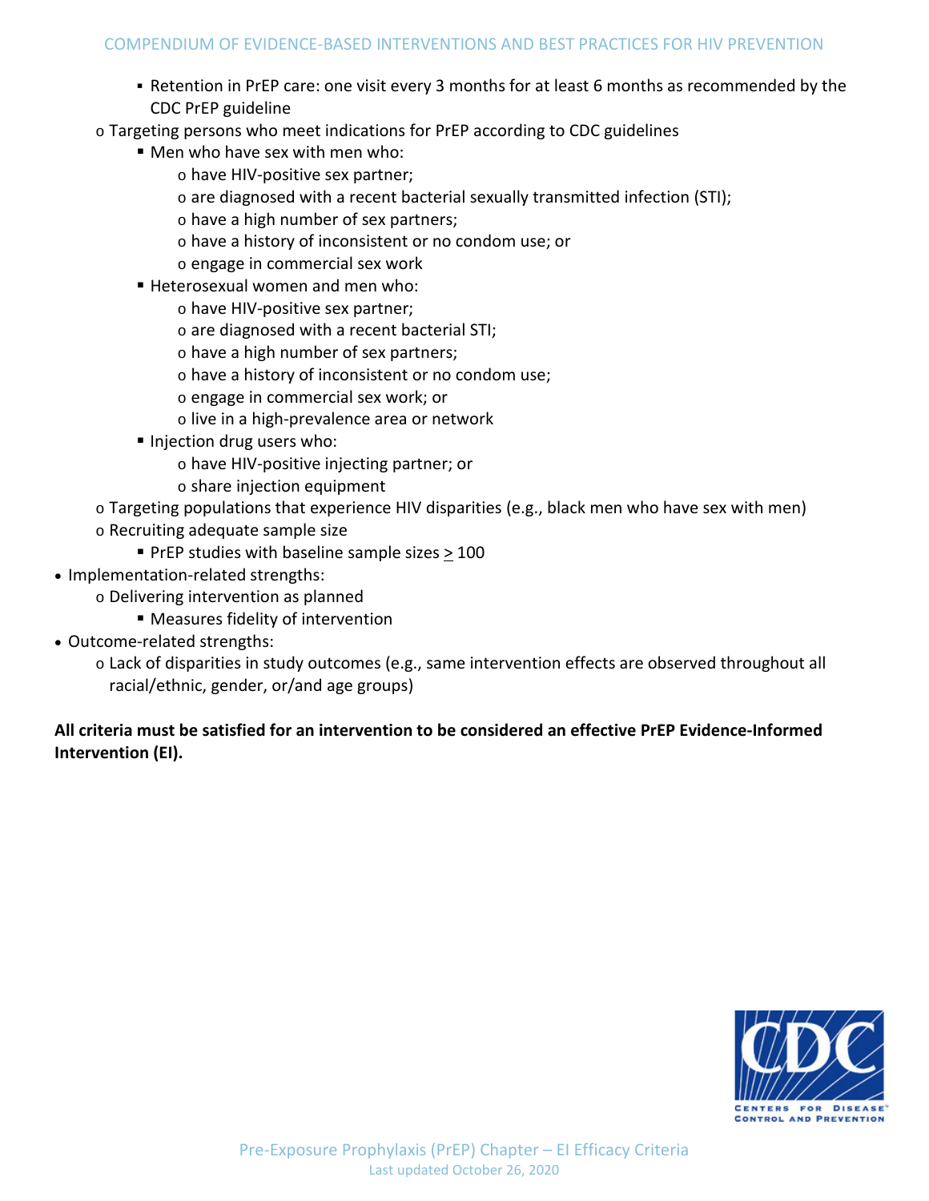- Retention in PrEP care: one visit every 3 months for at least 6 months as recommended by the CDC PrEP guideline
    - Targeting persons who meet indications for PrEP according to CDC guidelines
        - Men who have sex with men who:
            - have HIV-positive sex partner;
            - are diagnosed with a recent bacterial sexually transmitted infection (STI);
            - have a high number of sex partners;
            - have a history of inconsistent or no condom use; or
            - engage in commercial sex work
        - Heterosexual women and men who:
            - have HIV-positive sex partner;
            - are diagnosed with a recent bacterial STI;
            - have a high number of sex partners;
            - have a history of inconsistent or no condom use;
            - engage in commercial sex work; or
            - live in a high-prevalence area or network
        - Injection drug users who:
            - have HIV-positive injecting partner; or
            - share injection equipment
    - Targeting populations that experience HIV disparities (e.g., black men who have sex with men)
    - Recruiting adequate sample size
        - PrEP studies with baseline sample sizes ≥ 100
- Implementation-related strengths:
    - Delivering intervention as planned
        - Measures fidelity of intervention
- Outcome-related strengths:
    - Lack of disparities in study outcomes (e.g., same intervention effects are observed throughout all racial/ethnic, gender, or/and age groups)

**All criteria must be satisfied for an intervention to be considered an effective PrEP Evidence-Informed Intervention (EI).**